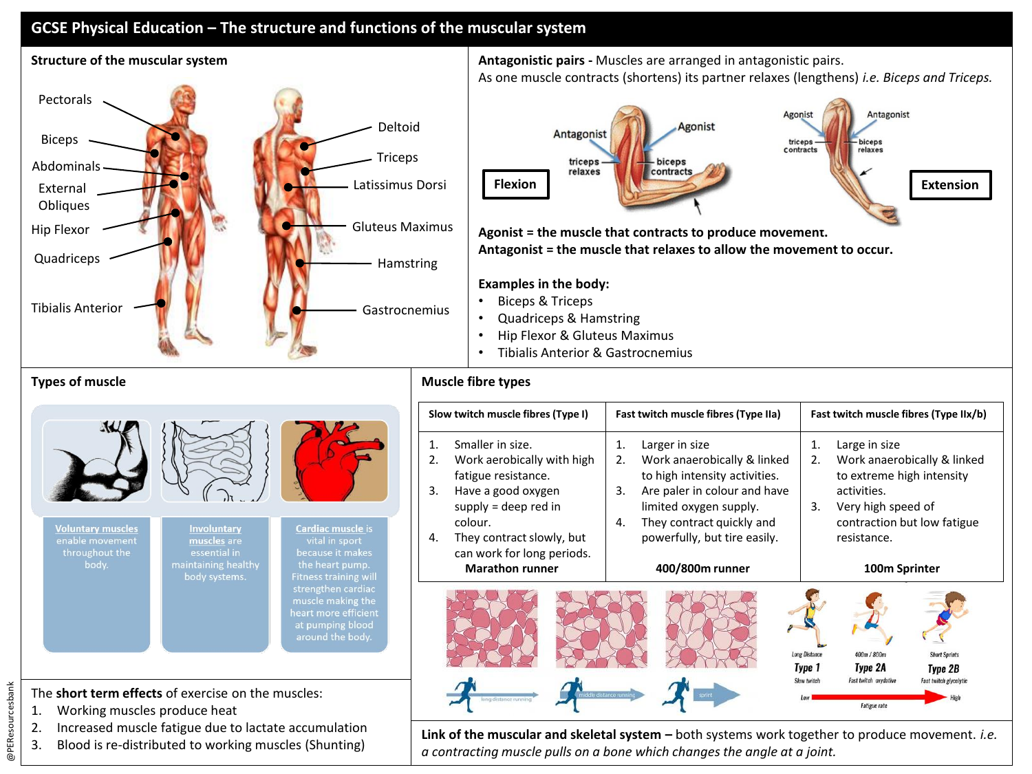# GCSE Physical Education – The structure and functions of the muscular system

## Structure of the muscular system

Pectorals
Biceps
Abdominals
External Obliques
Hip Flexor
Quadriceps
Tibialis Anterior

Deltoid
Triceps
Latissimus Dorsi
Gluteus Maximus
Hamstring
Gastrocnemius

## Antagonistic pairs

**Antagonistic pairs -** Muscles are arranged in antagonistic pairs.
As one muscle contracts (shortens) its partner relaxes (lengthens) i.e. *Biceps and Triceps.*

**Flexion**: Antagonist – triceps relaxes; Agonist – biceps contracts

**Extension**: Agonist – triceps contracts; Antagonist – biceps relaxes

**Agonist = the muscle that contracts to produce movement.**
**Antagonist = the muscle that relaxes to allow the movement to occur.**

**Examples in the body:**

- Biceps & Triceps
- Quadriceps & Hamstring
- Hip Flexor & Gluteus Maximus
- Tibialis Anterior & Gastrocnemius

## Types of muscle

**Voluntary muscles** enable movement throughout the body.

**Involuntary muscles** are essential in maintaining healthy body systems.

**Cardiac muscle** is vital in sport because it makes the heart pump. Fitness training will strengthen cardiac muscle making the heart more efficient at pumping blood around the body.

## Muscle fibre types

| Slow twitch muscle fibres (Type I) | Fast twitch muscle fibres (Type IIa) | Fast twitch muscle fibres (Type IIx/b) |
|---|---|---|
| 1. Smaller in size.<br>2. Work aerobically with high fatigue resistance.<br>3. Have a good oxygen supply = deep red in colour.<br>4. They contract slowly, but can work for long periods.<br>**Marathon runner** | 1. Larger in size<br>2. Work anaerobically & linked to high intensity activities.<br>3. Are paler in colour and have limited oxygen supply.<br>4. They contract quickly and powerfully, but tire easily.<br>**400/800m runner** | 1. Large in size<br>2. Work anaerobically & linked to extreme high intensity activities.<br>3. Very high speed of contraction but low fatigue resistance.<br>**100m Sprinter** |

long distance running — middle distance running — sprint

Long Distance: Type 1 (Slow twitch); 400m / 800m: Type 2A (Fast twitch oxydative); Short Sprints: Type 2B (Fast twitch glycolytic)

Fatigue rate: Low → High

The **short term effects** of exercise on the muscles:

1. Working muscles produce heat
2. Increased muscle fatigue due to lactate accumulation
3. Blood is re-distributed to working muscles (Shunting)

**Link of the muscular and skeletal system –** both systems work together to produce movement. *i.e. a contracting muscle pulls on a bone which changes the angle at a joint.*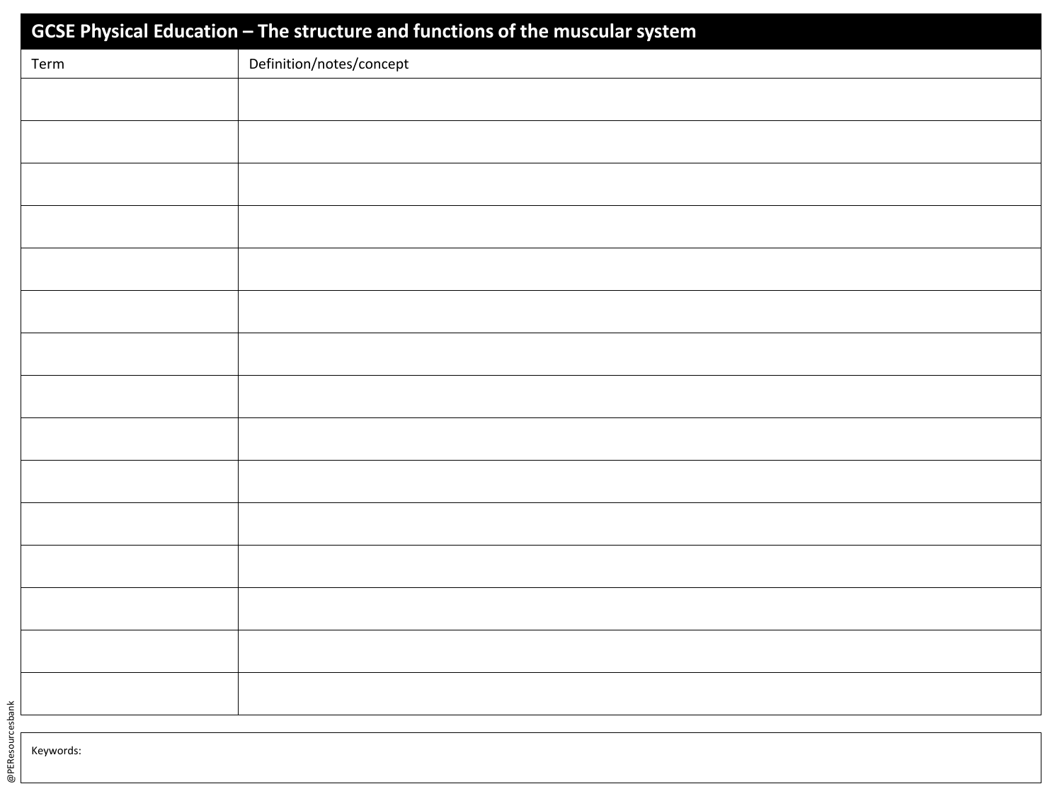# GCSE Physical Education – The structure and functions of the muscular system

| Term | Definition/notes/concept |
|---|---|
| | |
| | |
| | |
| | |
| | |
| | |
| | |
| | |
| | |
| | |
| | |
| | |
| | |
| | |
| | |

Keywords:

@PEResourcesbank